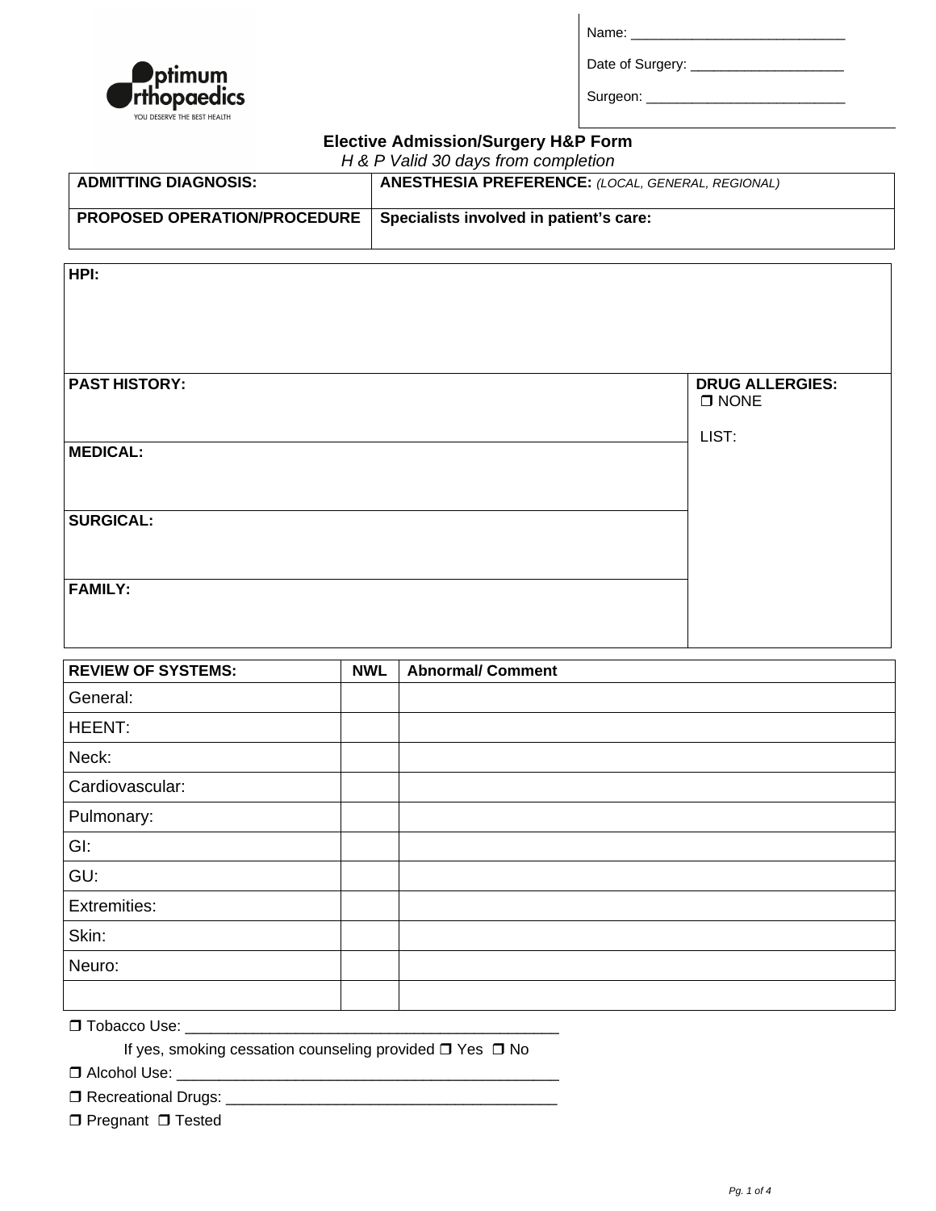Optimum Orthopaedics
YOU DESERVE THE BEST HEALTH

Name: ____________________________

Date of Surgery: ____________________

Surgeon: ___________________________

# Elective Admission/Surgery H&P Form

*H & P Valid 30 days from completion*

| | |
|---|---|
| **ADMITTING DIAGNOSIS:** | **ANESTHESIA PREFERENCE:** *(LOCAL, GENERAL, REGIONAL)* |
| **PROPOSED OPERATION/PROCEDURE** | **Specialists involved in patient's care:** |

**HPI:**

| | |
|---|---|
| **PAST HISTORY:** | **DRUG ALLERGIES:** ❐ NONE LIST: |
| **MEDICAL:** | |
| **SURGICAL:** | |
| **FAMILY:** | |

| REVIEW OF SYSTEMS: | NWL | Abnormal/ Comment |
|---|---|---|
| General: | | |
| HEENT: | | |
| Neck: | | |
| Cardiovascular: | | |
| Pulmonary: | | |
| GI: | | |
| GU: | | |
| Extremities: | | |
| Skin: | | |
| Neuro: | | |
| | | |

❐ Tobacco Use: ______________________________________________

If yes, smoking cessation counseling provided ❐ Yes ❐ No

❐ Alcohol Use: ______________________________________________

❐ Recreational Drugs: ________________________________________

❐ Pregnant ❐ Tested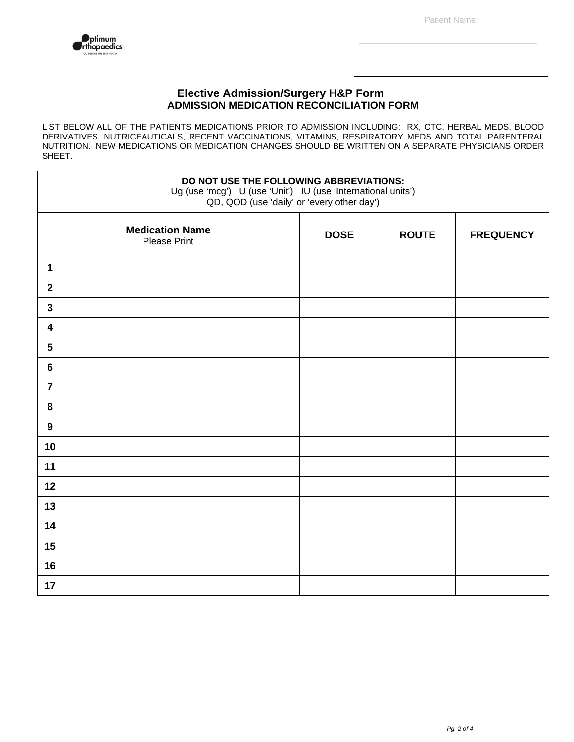Patient Name:

# Elective Admission/Surgery H&P Form

## ADMISSION MEDICATION RECONCILIATION FORM

LIST BELOW ALL OF THE PATIENTS MEDICATIONS PRIOR TO ADMISSION INCLUDING: RX, OTC, HERBAL MEDS, BLOOD DERIVATIVES, NUTRICEAUTICALS, RECENT VACCINATIONS, VITAMINS, RESPIRATORY MEDS AND TOTAL PARENTERAL NUTRITION. NEW MEDICATIONS OR MEDICATION CHANGES SHOULD BE WRITTEN ON A SEPARATE PHYSICIANS ORDER SHEET.

**DO NOT USE THE FOLLOWING ABBREVIATIONS:**
Ug (use 'mcg') U (use 'Unit') IU (use 'International units')
QD, QOD (use 'daily' or 'every other day')

| | **Medication Name** Please Print | **DOSE** | **ROUTE** | **FREQUENCY** |
|---|---|---|---|---|
| **1** | | | | |
| **2** | | | | |
| **3** | | | | |
| **4** | | | | |
| **5** | | | | |
| **6** | | | | |
| **7** | | | | |
| **8** | | | | |
| **9** | | | | |
| **10** | | | | |
| **11** | | | | |
| **12** | | | | |
| **13** | | | | |
| **14** | | | | |
| **15** | | | | |
| **16** | | | | |
| **17** | | | | |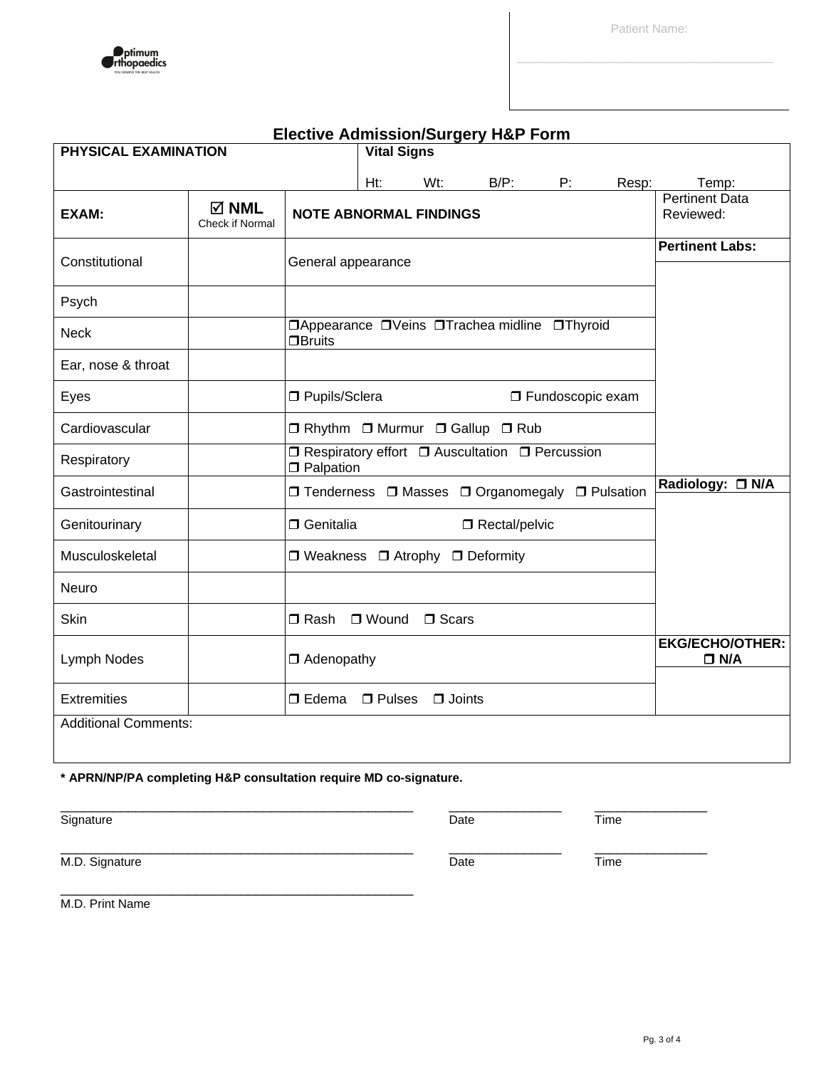Patient Name:

## Elective Admission/Surgery H&P Form

| PHYSICAL EXAMINATION | | | Vital Signs Ht: Wt: B/P: P: Resp: Temp: |
|---|---|---|---|
| **EXAM:** | ☑ **NML** Check if Normal | **NOTE ABNORMAL FINDINGS** | Pertinent Data Reviewed: |
| Constitutional | | General appearance | **Pertinent Labs:** |
| Psych | | | |
| Neck | | ❒Appearance ❒Veins ❒Trachea midline ❒Thyroid ❒Bruits | |
| Ear, nose & throat | | | |
| Eyes | | ❒ Pupils/Sclera ❒ Fundoscopic exam | |
| Cardiovascular | | ❒ Rhythm ❒ Murmur ❒ Gallup ❒ Rub | |
| Respiratory | | ❒ Respiratory effort ❒ Auscultation ❒ Percussion ❒ Palpation | |
| Gastrointestinal | | ❒ Tenderness ❒ Masses ❒ Organomegaly ❒ Pulsation | **Radiology: ❒ N/A** |
| Genitourinary | | ❒ Genitalia ❒ Rectal/pelvic | |
| Musculoskeletal | | ❒ Weakness ❒ Atrophy ❒ Deformity | |
| Neuro | | | |
| Skin | | ❒ Rash ❒ Wound ❒ Scars | |
| Lymph Nodes | | ❒ Adenopathy | **EKG/ECHO/OTHER: ❒ N/A** |
| Extremities | | ❒ Edema ❒ Pulses ❒ Joints | |
| Additional Comments: | | | |

**\* APRN/NP/PA completing H&P consultation require MD co-signature.**

____________________________________________ ______________ ______________
Signature Date Time

____________________________________________ ______________ ______________
M.D. Signature Date Time

____________________________________________
M.D. Print Name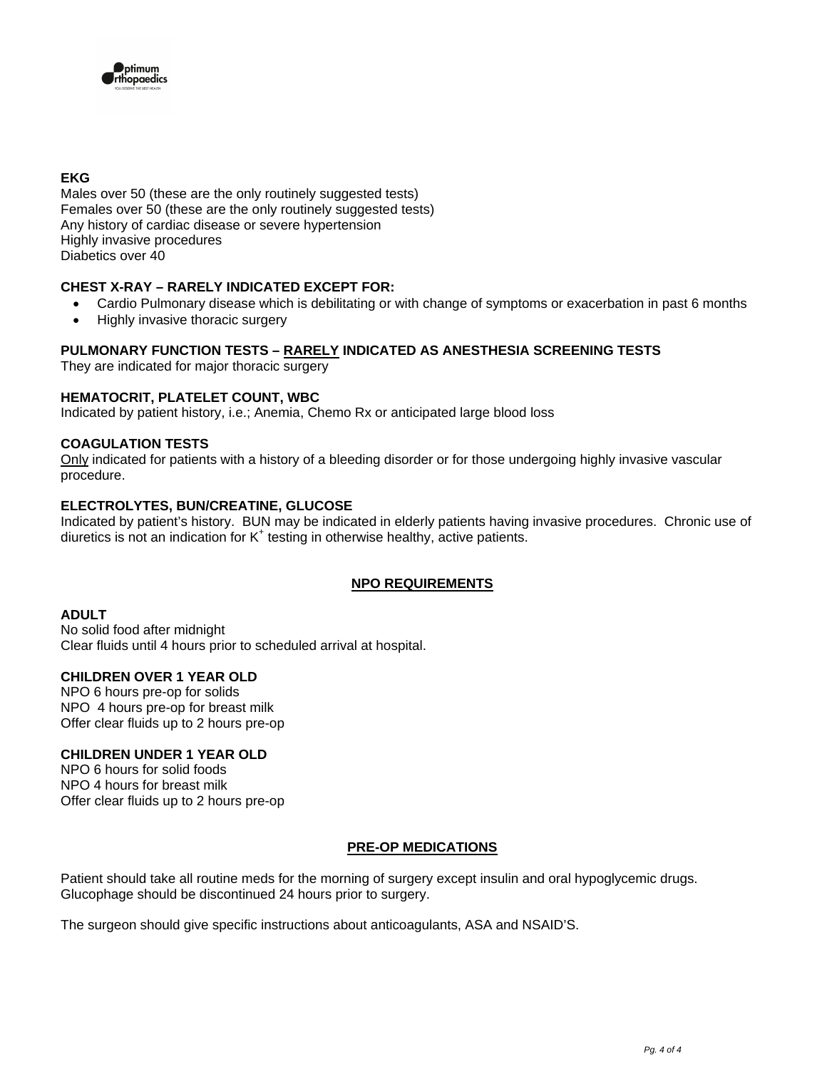### EKG

Males over 50 (these are the only routinely suggested tests)
Females over 50 (these are the only routinely suggested tests)
Any history of cardiac disease or severe hypertension
Highly invasive procedures
Diabetics over 40

### CHEST X-RAY – RARELY INDICATED EXCEPT FOR:

- Cardio Pulmonary disease which is debilitating or with change of symptoms or exacerbation in past 6 months
- Highly invasive thoracic surgery

### PULMONARY FUNCTION TESTS – RARELY INDICATED AS ANESTHESIA SCREENING TESTS

They are indicated for major thoracic surgery

### HEMATOCRIT, PLATELET COUNT, WBC

Indicated by patient history, i.e.; Anemia, Chemo Rx or anticipated large blood loss

### COAGULATION TESTS

Only indicated for patients with a history of a bleeding disorder or for those undergoing highly invasive vascular procedure.

### ELECTROLYTES, BUN/CREATINE, GLUCOSE

Indicated by patient's history. BUN may be indicated in elderly patients having invasive procedures. Chronic use of diuretics is not an indication for $K^+$ testing in otherwise healthy, active patients.

## NPO REQUIREMENTS

### ADULT

No solid food after midnight
Clear fluids until 4 hours prior to scheduled arrival at hospital.

### CHILDREN OVER 1 YEAR OLD

NPO 6 hours pre-op for solids
NPO 4 hours pre-op for breast milk
Offer clear fluids up to 2 hours pre-op

### CHILDREN UNDER 1 YEAR OLD

NPO 6 hours for solid foods
NPO 4 hours for breast milk
Offer clear fluids up to 2 hours pre-op

## PRE-OP MEDICATIONS

Patient should take all routine meds for the morning of surgery except insulin and oral hypoglycemic drugs. Glucophage should be discontinued 24 hours prior to surgery.

The surgeon should give specific instructions about anticoagulants, ASA and NSAID'S.